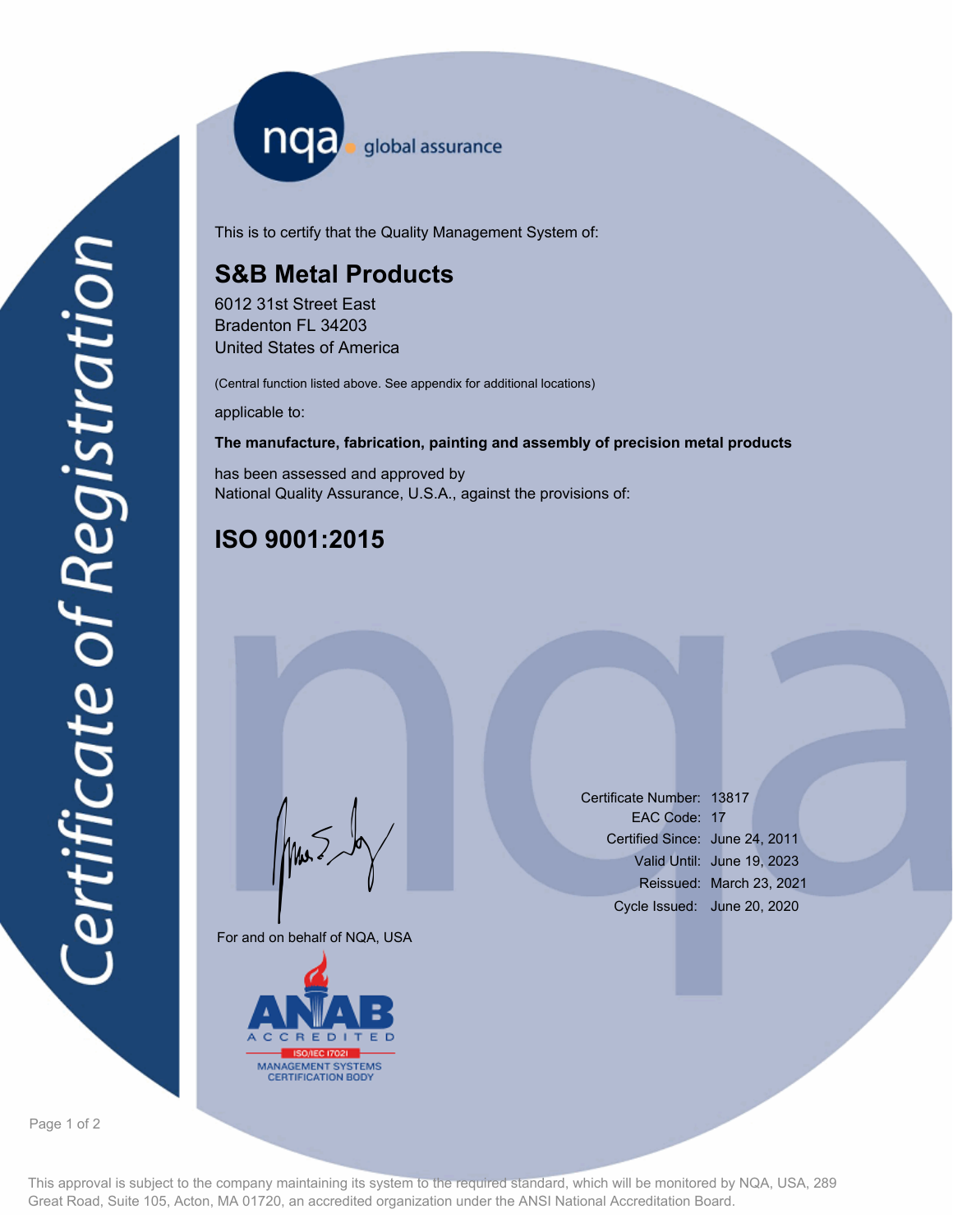Certificate of Registration

nqa global assurance

This is to certify that the Quality Management System of:

## S&B Metal Products

6012 31st Street East
Bradenton FL 34203
United States of America

(Central function listed above. See appendix for additional locations)

applicable to:

**The manufacture, fabrication, painting and assembly of precision metal products**

has been assessed and approved by
National Quality Assurance, U.S.A., against the provisions of:

## ISO 9001:2015

For and on behalf of NQA, USA

ANAB ACCREDITED ISO/IEC 17021 MANAGEMENT SYSTEMS CERTIFICATION BODY

| | |
|---|---|
| Certificate Number: | 13817 |
| EAC Code: | 17 |
| Certified Since: | June 24, 2011 |
| Valid Until: | June 19, 2023 |
| Reissued: | March 23, 2021 |
| Cycle Issued: | June 20, 2020 |

This approval is subject to the company maintaining its system to the required standard, which will be monitored by NQA, USA, 289 Great Road, Suite 105, Acton, MA 01720, an accredited organization under the ANSI National Accreditation Board.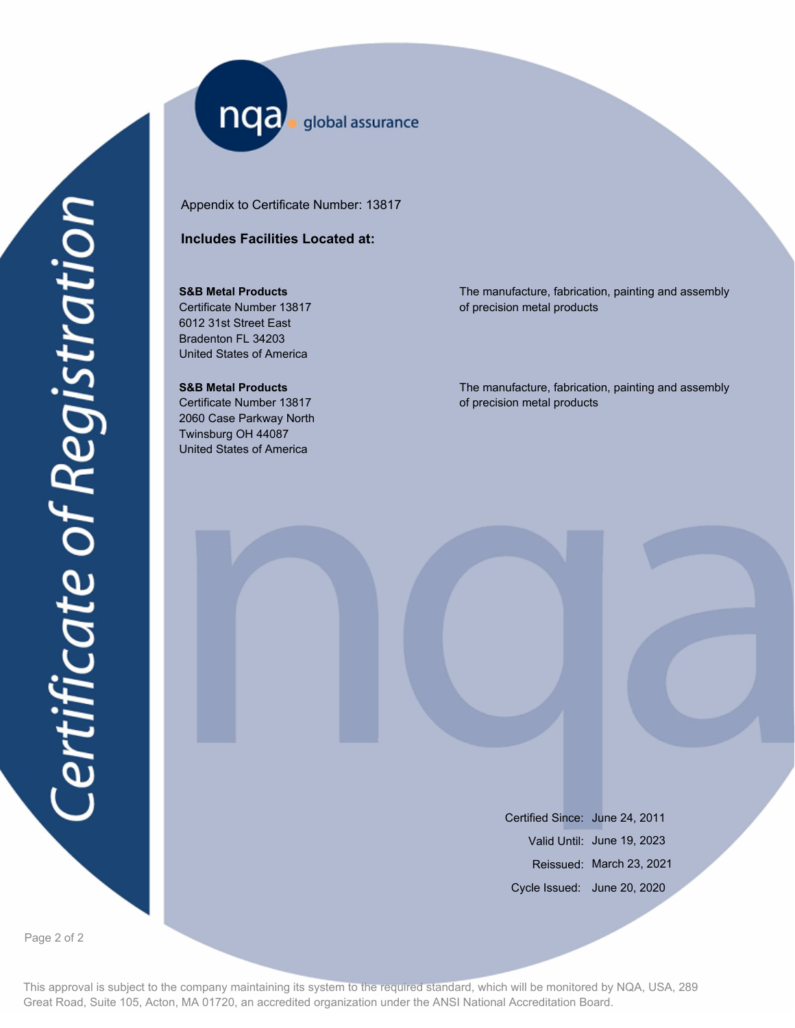Certificate of Registration

nqa global assurance

Appendix to Certificate Number: 13817

## Includes Facilities Located at:

| | |
|---|---|
| **S&B Metal Products**<br>Certificate Number 13817<br>6012 31st Street East<br>Bradenton FL 34203<br>United States of America | The manufacture, fabrication, painting and assembly of precision metal products |
| **S&B Metal Products**<br>Certificate Number 13817<br>2060 Case Parkway North<br>Twinsburg OH 44087<br>United States of America | The manufacture, fabrication, painting and assembly of precision metal products |

Certified Since: June 24, 2011

Valid Until: June 19, 2023

Reissued: March 23, 2021

Cycle Issued: June 20, 2020

This approval is subject to the company maintaining its system to the required standard, which will be monitored by NQA, USA, 289 Great Road, Suite 105, Acton, MA 01720, an accredited organization under the ANSI National Accreditation Board.